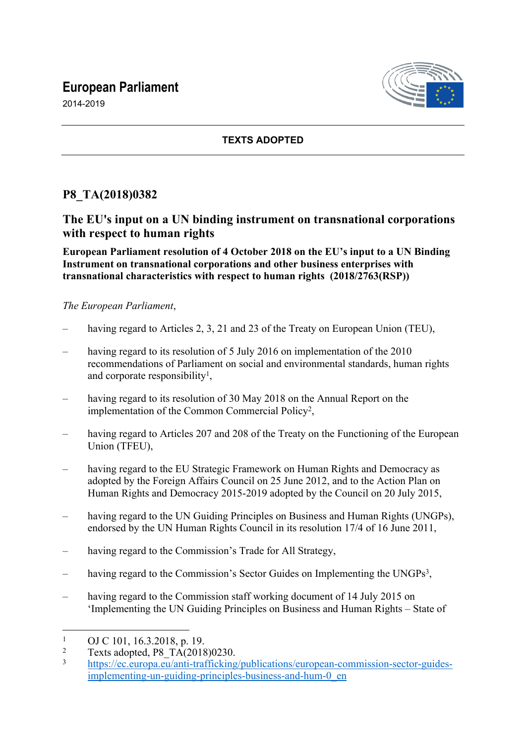# European Parliament

2014-2019

**TEXTS ADOPTED**

## P8_TA(2018)0382

## The EU's input on a UN binding instrument on transnational corporations with respect to human rights

**European Parliament resolution of 4 October 2018 on the EU's input to a UN Binding Instrument on transnational corporations and other business enterprises with transnational characteristics with respect to human rights (2018/2763(RSP))**

*The European Parliament*,

– having regard to Articles 2, 3, 21 and 23 of the Treaty on European Union (TEU),

– having regard to its resolution of 5 July 2016 on implementation of the 2010 recommendations of Parliament on social and environmental standards, human rights and corporate responsibility[1],

– having regard to its resolution of 30 May 2018 on the Annual Report on the implementation of the Common Commercial Policy[2],

– having regard to Articles 207 and 208 of the Treaty on the Functioning of the European Union (TFEU),

– having regard to the EU Strategic Framework on Human Rights and Democracy as adopted by the Foreign Affairs Council on 25 June 2012, and to the Action Plan on Human Rights and Democracy 2015-2019 adopted by the Council on 20 July 2015,

– having regard to the UN Guiding Principles on Business and Human Rights (UNGPs), endorsed by the UN Human Rights Council in its resolution 17/4 of 16 June 2011,

– having regard to the Commission's Trade for All Strategy,

– having regard to the Commission's Sector Guides on Implementing the UNGPs[3],

– having regard to the Commission staff working document of 14 July 2015 on 'Implementing the UN Guiding Principles on Business and Human Rights – State of

---

[1] OJ C 101, 16.3.2018, p. 19.

[2] Texts adopted, P8_TA(2018)0230.

[3] https://ec.europa.eu/anti-trafficking/publications/european-commission-sector-guides-implementing-un-guiding-principles-business-and-hum-0_en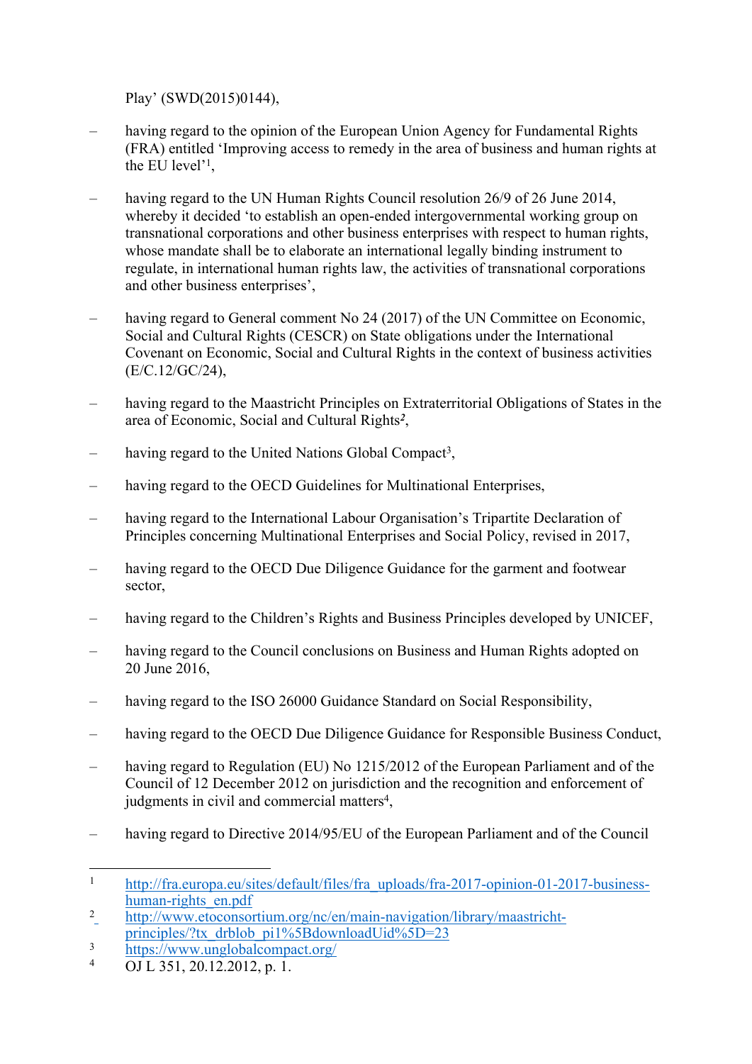Play' (SWD(2015)0144),

– having regard to the opinion of the European Union Agency for Fundamental Rights (FRA) entitled 'Improving access to remedy in the area of business and human rights at the EU level'[1],

– having regard to the UN Human Rights Council resolution 26/9 of 26 June 2014, whereby it decided 'to establish an open-ended intergovernmental working group on transnational corporations and other business enterprises with respect to human rights, whose mandate shall be to elaborate an international legally binding instrument to regulate, in international human rights law, the activities of transnational corporations and other business enterprises',

– having regard to General comment No 24 (2017) of the UN Committee on Economic, Social and Cultural Rights (CESCR) on State obligations under the International Covenant on Economic, Social and Cultural Rights in the context of business activities (E/C.12/GC/24),

– having regard to the Maastricht Principles on Extraterritorial Obligations of States in the area of Economic, Social and Cultural Rights[2],

– having regard to the United Nations Global Compact[3],

– having regard to the OECD Guidelines for Multinational Enterprises,

– having regard to the International Labour Organisation's Tripartite Declaration of Principles concerning Multinational Enterprises and Social Policy, revised in 2017,

– having regard to the OECD Due Diligence Guidance for the garment and footwear sector,

– having regard to the Children's Rights and Business Principles developed by UNICEF,

– having regard to the Council conclusions on Business and Human Rights adopted on 20 June 2016,

– having regard to the ISO 26000 Guidance Standard on Social Responsibility,

– having regard to the OECD Due Diligence Guidance for Responsible Business Conduct,

– having regard to Regulation (EU) No 1215/2012 of the European Parliament and of the Council of 12 December 2012 on jurisdiction and the recognition and enforcement of judgments in civil and commercial matters[4],

– having regard to Directive 2014/95/EU of the European Parliament and of the Council

---

[1] http://fra.europa.eu/sites/default/files/fra_uploads/fra-2017-opinion-01-2017-business-human-rights_en.pdf

[2] http://www.etoconsortium.org/nc/en/main-navigation/library/maastricht-principles/?tx_drblob_pi1%5BdownloadUid%5D=23

[3] https://www.unglobalcompact.org/

[4] OJ L 351, 20.12.2012, p. 1.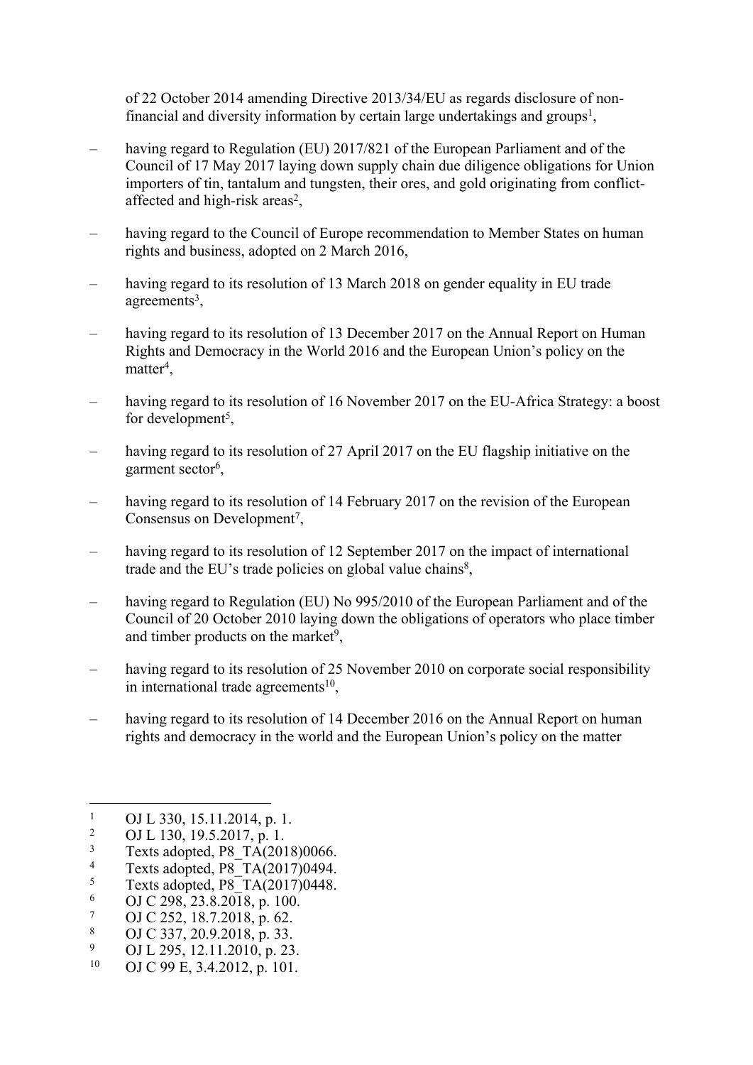of 22 October 2014 amending Directive 2013/34/EU as regards disclosure of non-financial and diversity information by certain large undertakings and groups[1],

– having regard to Regulation (EU) 2017/821 of the European Parliament and of the Council of 17 May 2017 laying down supply chain due diligence obligations for Union importers of tin, tantalum and tungsten, their ores, and gold originating from conflict-affected and high-risk areas[2],

– having regard to the Council of Europe recommendation to Member States on human rights and business, adopted on 2 March 2016,

– having regard to its resolution of 13 March 2018 on gender equality in EU trade agreements[3],

– having regard to its resolution of 13 December 2017 on the Annual Report on Human Rights and Democracy in the World 2016 and the European Union's policy on the matter[4],

– having regard to its resolution of 16 November 2017 on the EU-Africa Strategy: a boost for development[5],

– having regard to its resolution of 27 April 2017 on the EU flagship initiative on the garment sector[6],

– having regard to its resolution of 14 February 2017 on the revision of the European Consensus on Development[7],

– having regard to its resolution of 12 September 2017 on the impact of international trade and the EU's trade policies on global value chains[8],

– having regard to Regulation (EU) No 995/2010 of the European Parliament and of the Council of 20 October 2010 laying down the obligations of operators who place timber and timber products on the market[9],

– having regard to its resolution of 25 November 2010 on corporate social responsibility in international trade agreements[10],

– having regard to its resolution of 14 December 2016 on the Annual Report on human rights and democracy in the world and the European Union's policy on the matter

---

[1] OJ L 330, 15.11.2014, p. 1.
[2] OJ L 130, 19.5.2017, p. 1.
[3] Texts adopted, P8_TA(2018)0066.
[4] Texts adopted, P8_TA(2017)0494.
[5] Texts adopted, P8_TA(2017)0448.
[6] OJ C 298, 23.8.2018, p. 100.
[7] OJ C 252, 18.7.2018, p. 62.
[8] OJ C 337, 20.9.2018, p. 33.
[9] OJ L 295, 12.11.2010, p. 23.
[10] OJ C 99 E, 3.4.2012, p. 101.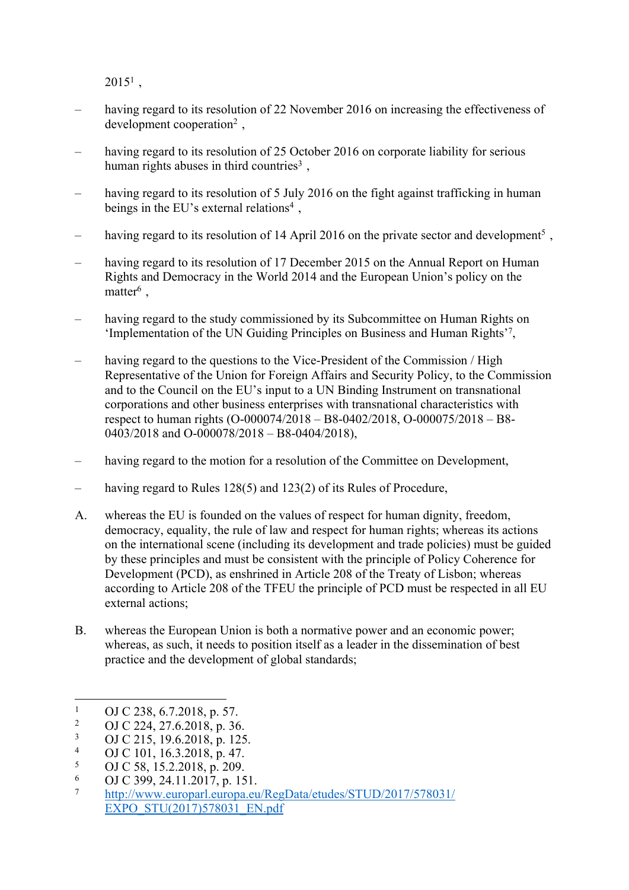2015[1] ,

– having regard to its resolution of 22 November 2016 on increasing the effectiveness of development cooperation[2] ,

– having regard to its resolution of 25 October 2016 on corporate liability for serious human rights abuses in third countries[3] ,

– having regard to its resolution of 5 July 2016 on the fight against trafficking in human beings in the EU's external relations[4] ,

– having regard to its resolution of 14 April 2016 on the private sector and development[5] ,

– having regard to its resolution of 17 December 2015 on the Annual Report on Human Rights and Democracy in the World 2014 and the European Union's policy on the matter[6] ,

– having regard to the study commissioned by its Subcommittee on Human Rights on 'Implementation of the UN Guiding Principles on Business and Human Rights'[7],

– having regard to the questions to the Vice-President of the Commission / High Representative of the Union for Foreign Affairs and Security Policy, to the Commission and to the Council on the EU's input to a UN Binding Instrument on transnational corporations and other business enterprises with transnational characteristics with respect to human rights (O-000074/2018 – B8-0402/2018, O-000075/2018 – B8-0403/2018 and O-000078/2018 – B8-0404/2018),

– having regard to the motion for a resolution of the Committee on Development,

– having regard to Rules 128(5) and 123(2) of its Rules of Procedure,

A. whereas the EU is founded on the values of respect for human dignity, freedom, democracy, equality, the rule of law and respect for human rights; whereas its actions on the international scene (including its development and trade policies) must be guided by these principles and must be consistent with the principle of Policy Coherence for Development (PCD), as enshrined in Article 208 of the Treaty of Lisbon; whereas according to Article 208 of the TFEU the principle of PCD must be respected in all EU external actions;

B. whereas the European Union is both a normative power and an economic power; whereas, as such, it needs to position itself as a leader in the dissemination of best practice and the development of global standards;

---

[1] OJ C 238, 6.7.2018, p. 57.
[2] OJ C 224, 27.6.2018, p. 36.
[3] OJ C 215, 19.6.2018, p. 125.
[4] OJ C 101, 16.3.2018, p. 47.
[5] OJ C 58, 15.2.2018, p. 209.
[6] OJ C 399, 24.11.2017, p. 151.
[7] http://www.europarl.europa.eu/RegData/etudes/STUD/2017/578031/EXPO_STU(2017)578031_EN.pdf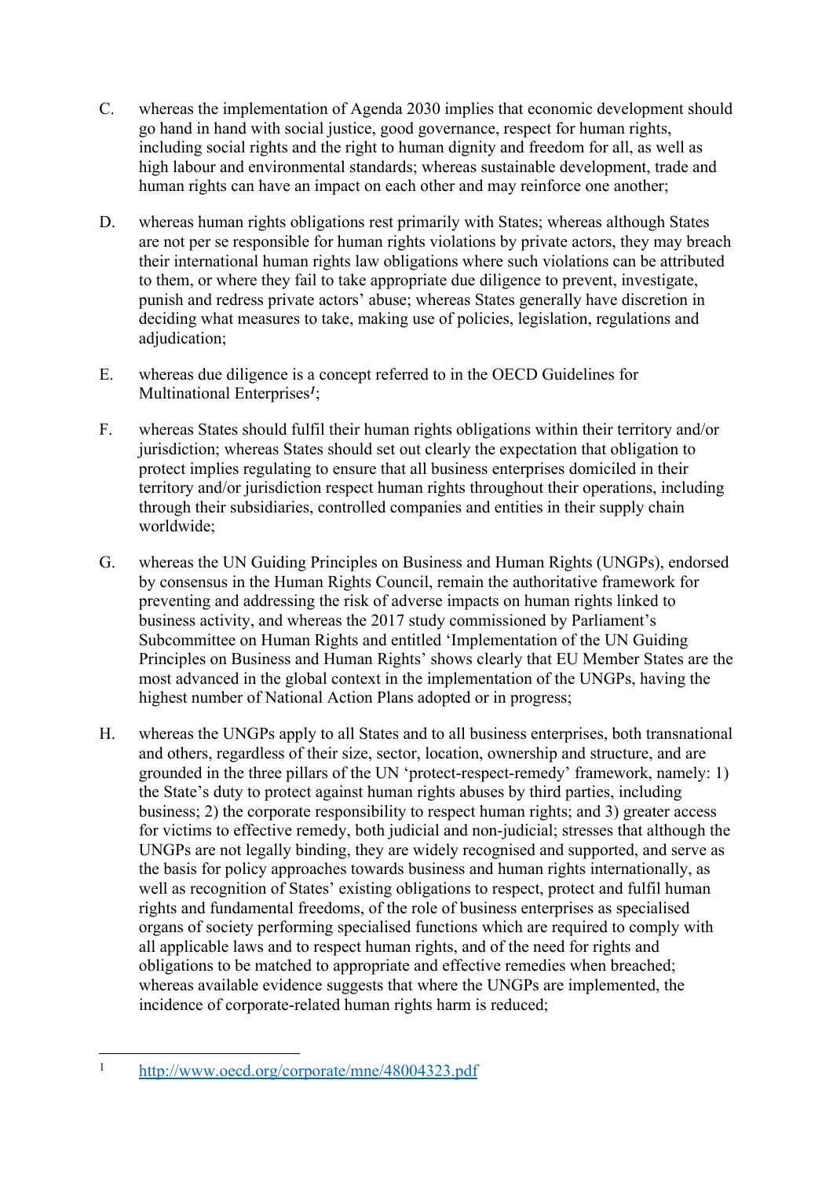C. whereas the implementation of Agenda 2030 implies that economic development should go hand in hand with social justice, good governance, respect for human rights, including social rights and the right to human dignity and freedom for all, as well as high labour and environmental standards; whereas sustainable development, trade and human rights can have an impact on each other and may reinforce one another;

D. whereas human rights obligations rest primarily with States; whereas although States are not per se responsible for human rights violations by private actors, they may breach their international human rights law obligations where such violations can be attributed to them, or where they fail to take appropriate due diligence to prevent, investigate, punish and redress private actors' abuse; whereas States generally have discretion in deciding what measures to take, making use of policies, legislation, regulations and adjudication;

E. whereas due diligence is a concept referred to in the OECD Guidelines for Multinational Enterprises[1];

F. whereas States should fulfil their human rights obligations within their territory and/or jurisdiction; whereas States should set out clearly the expectation that obligation to protect implies regulating to ensure that all business enterprises domiciled in their territory and/or jurisdiction respect human rights throughout their operations, including through their subsidiaries, controlled companies and entities in their supply chain worldwide;

G. whereas the UN Guiding Principles on Business and Human Rights (UNGPs), endorsed by consensus in the Human Rights Council, remain the authoritative framework for preventing and addressing the risk of adverse impacts on human rights linked to business activity, and whereas the 2017 study commissioned by Parliament's Subcommittee on Human Rights and entitled 'Implementation of the UN Guiding Principles on Business and Human Rights' shows clearly that EU Member States are the most advanced in the global context in the implementation of the UNGPs, having the highest number of National Action Plans adopted or in progress;

H. whereas the UNGPs apply to all States and to all business enterprises, both transnational and others, regardless of their size, sector, location, ownership and structure, and are grounded in the three pillars of the UN 'protect-respect-remedy' framework, namely: 1) the State's duty to protect against human rights abuses by third parties, including business; 2) the corporate responsibility to respect human rights; and 3) greater access for victims to effective remedy, both judicial and non-judicial; stresses that although the UNGPs are not legally binding, they are widely recognised and supported, and serve as the basis for policy approaches towards business and human rights internationally, as well as recognition of States' existing obligations to respect, protect and fulfil human rights and fundamental freedoms, of the role of business enterprises as specialised organs of society performing specialised functions which are required to comply with all applicable laws and to respect human rights, and of the need for rights and obligations to be matched to appropriate and effective remedies when breached; whereas available evidence suggests that where the UNGPs are implemented, the incidence of corporate-related human rights harm is reduced;

---

[1] http://www.oecd.org/corporate/mne/48004323.pdf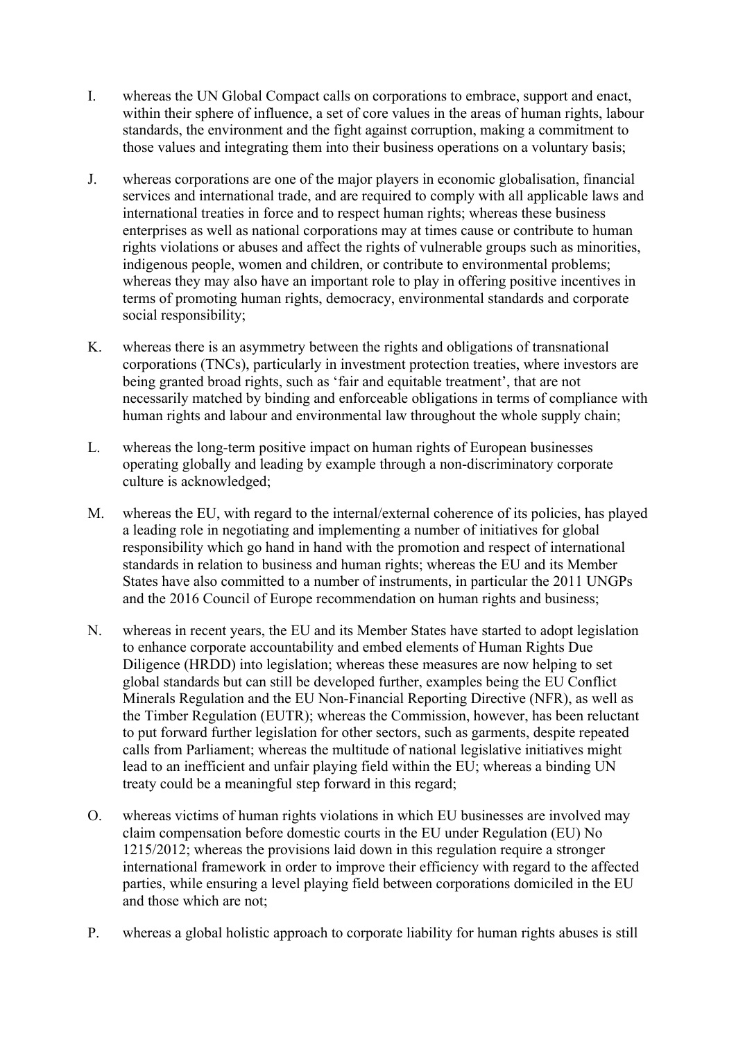I. whereas the UN Global Compact calls on corporations to embrace, support and enact, within their sphere of influence, a set of core values in the areas of human rights, labour standards, the environment and the fight against corruption, making a commitment to those values and integrating them into their business operations on a voluntary basis;

J. whereas corporations are one of the major players in economic globalisation, financial services and international trade, and are required to comply with all applicable laws and international treaties in force and to respect human rights; whereas these business enterprises as well as national corporations may at times cause or contribute to human rights violations or abuses and affect the rights of vulnerable groups such as minorities, indigenous people, women and children, or contribute to environmental problems; whereas they may also have an important role to play in offering positive incentives in terms of promoting human rights, democracy, environmental standards and corporate social responsibility;

K. whereas there is an asymmetry between the rights and obligations of transnational corporations (TNCs), particularly in investment protection treaties, where investors are being granted broad rights, such as 'fair and equitable treatment', that are not necessarily matched by binding and enforceable obligations in terms of compliance with human rights and labour and environmental law throughout the whole supply chain;

L. whereas the long-term positive impact on human rights of European businesses operating globally and leading by example through a non-discriminatory corporate culture is acknowledged;

M. whereas the EU, with regard to the internal/external coherence of its policies, has played a leading role in negotiating and implementing a number of initiatives for global responsibility which go hand in hand with the promotion and respect of international standards in relation to business and human rights; whereas the EU and its Member States have also committed to a number of instruments, in particular the 2011 UNGPs and the 2016 Council of Europe recommendation on human rights and business;

N. whereas in recent years, the EU and its Member States have started to adopt legislation to enhance corporate accountability and embed elements of Human Rights Due Diligence (HRDD) into legislation; whereas these measures are now helping to set global standards but can still be developed further, examples being the EU Conflict Minerals Regulation and the EU Non-Financial Reporting Directive (NFR), as well as the Timber Regulation (EUTR); whereas the Commission, however, has been reluctant to put forward further legislation for other sectors, such as garments, despite repeated calls from Parliament; whereas the multitude of national legislative initiatives might lead to an inefficient and unfair playing field within the EU; whereas a binding UN treaty could be a meaningful step forward in this regard;

O. whereas victims of human rights violations in which EU businesses are involved may claim compensation before domestic courts in the EU under Regulation (EU) No 1215/2012; whereas the provisions laid down in this regulation require a stronger international framework in order to improve their efficiency with regard to the affected parties, while ensuring a level playing field between corporations domiciled in the EU and those which are not;

P. whereas a global holistic approach to corporate liability for human rights abuses is still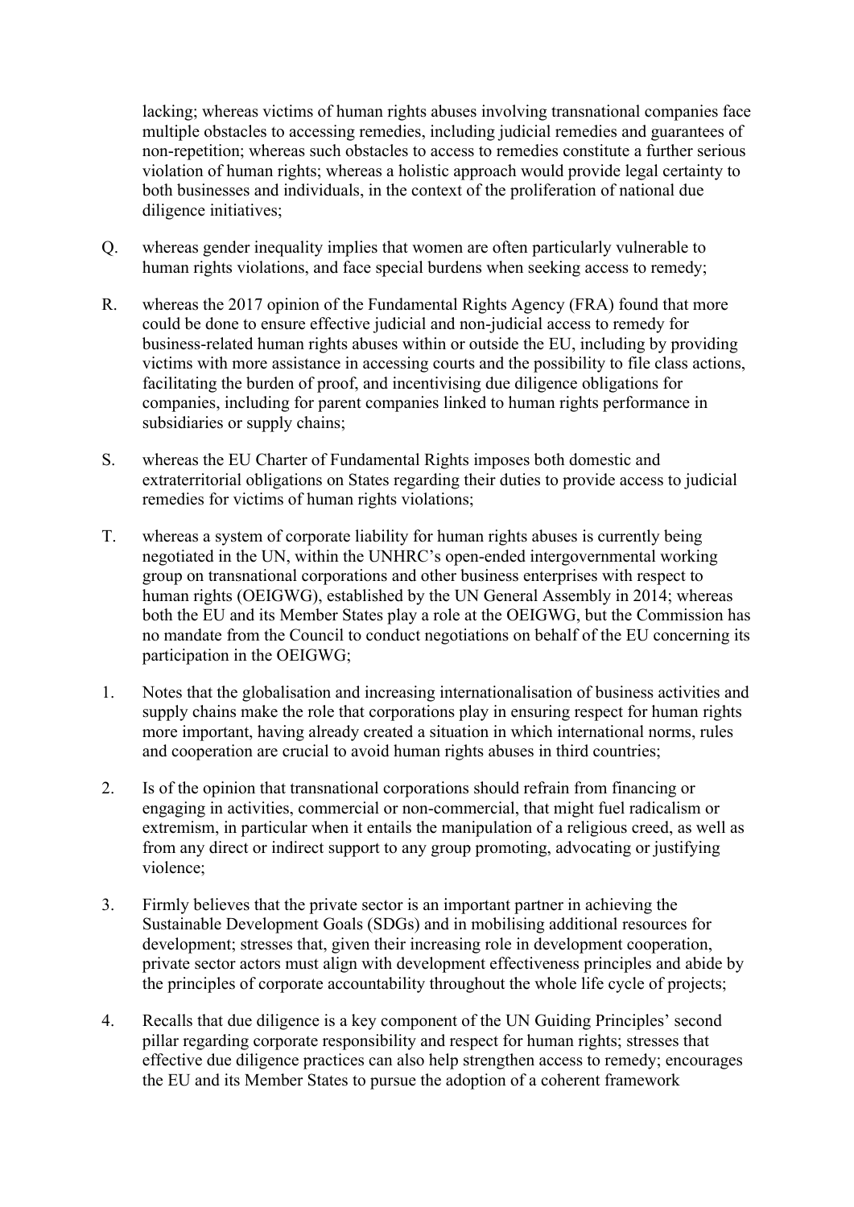lacking; whereas victims of human rights abuses involving transnational companies face multiple obstacles to accessing remedies, including judicial remedies and guarantees of non-repetition; whereas such obstacles to access to remedies constitute a further serious violation of human rights; whereas a holistic approach would provide legal certainty to both businesses and individuals, in the context of the proliferation of national due diligence initiatives;

Q. whereas gender inequality implies that women are often particularly vulnerable to human rights violations, and face special burdens when seeking access to remedy;

R. whereas the 2017 opinion of the Fundamental Rights Agency (FRA) found that more could be done to ensure effective judicial and non-judicial access to remedy for business-related human rights abuses within or outside the EU, including by providing victims with more assistance in accessing courts and the possibility to file class actions, facilitating the burden of proof, and incentivising due diligence obligations for companies, including for parent companies linked to human rights performance in subsidiaries or supply chains;

S. whereas the EU Charter of Fundamental Rights imposes both domestic and extraterritorial obligations on States regarding their duties to provide access to judicial remedies for victims of human rights violations;

T. whereas a system of corporate liability for human rights abuses is currently being negotiated in the UN, within the UNHRC's open-ended intergovernmental working group on transnational corporations and other business enterprises with respect to human rights (OEIGWG), established by the UN General Assembly in 2014; whereas both the EU and its Member States play a role at the OEIGWG, but the Commission has no mandate from the Council to conduct negotiations on behalf of the EU concerning its participation in the OEIGWG;

1. Notes that the globalisation and increasing internationalisation of business activities and supply chains make the role that corporations play in ensuring respect for human rights more important, having already created a situation in which international norms, rules and cooperation are crucial to avoid human rights abuses in third countries;

2. Is of the opinion that transnational corporations should refrain from financing or engaging in activities, commercial or non-commercial, that might fuel radicalism or extremism, in particular when it entails the manipulation of a religious creed, as well as from any direct or indirect support to any group promoting, advocating or justifying violence;

3. Firmly believes that the private sector is an important partner in achieving the Sustainable Development Goals (SDGs) and in mobilising additional resources for development; stresses that, given their increasing role in development cooperation, private sector actors must align with development effectiveness principles and abide by the principles of corporate accountability throughout the whole life cycle of projects;

4. Recalls that due diligence is a key component of the UN Guiding Principles' second pillar regarding corporate responsibility and respect for human rights; stresses that effective due diligence practices can also help strengthen access to remedy; encourages the EU and its Member States to pursue the adoption of a coherent framework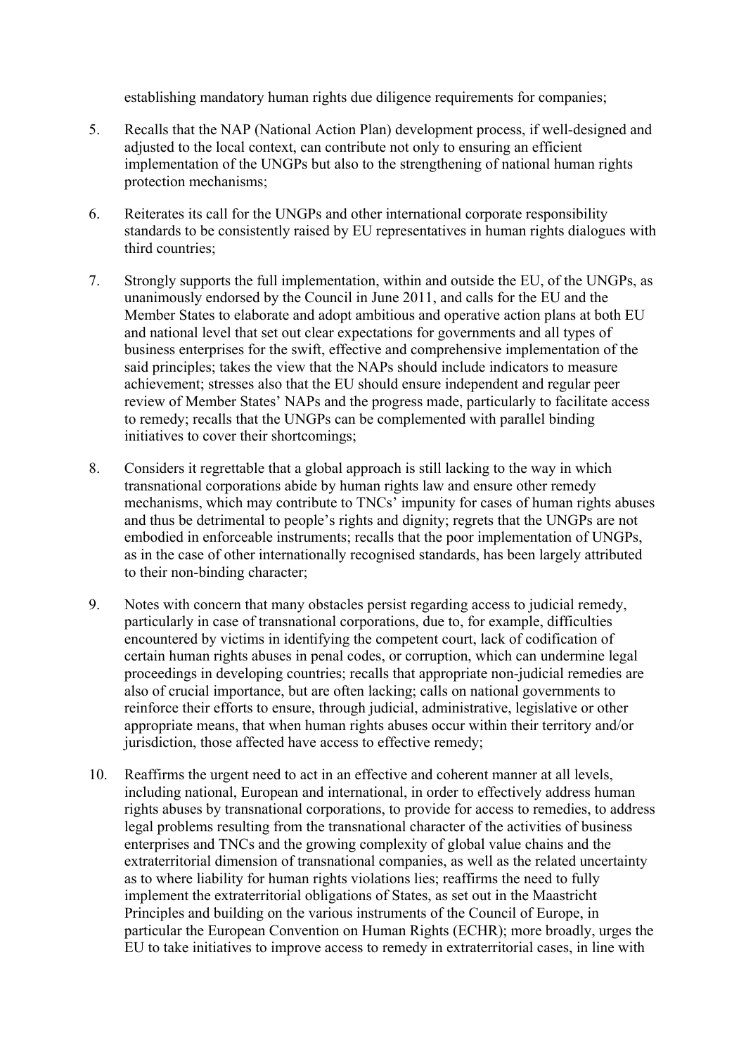establishing mandatory human rights due diligence requirements for companies;

5. Recalls that the NAP (National Action Plan) development process, if well-designed and adjusted to the local context, can contribute not only to ensuring an efficient implementation of the UNGPs but also to the strengthening of national human rights protection mechanisms;

6. Reiterates its call for the UNGPs and other international corporate responsibility standards to be consistently raised by EU representatives in human rights dialogues with third countries;

7. Strongly supports the full implementation, within and outside the EU, of the UNGPs, as unanimously endorsed by the Council in June 2011, and calls for the EU and the Member States to elaborate and adopt ambitious and operative action plans at both EU and national level that set out clear expectations for governments and all types of business enterprises for the swift, effective and comprehensive implementation of the said principles; takes the view that the NAPs should include indicators to measure achievement; stresses also that the EU should ensure independent and regular peer review of Member States' NAPs and the progress made, particularly to facilitate access to remedy; recalls that the UNGPs can be complemented with parallel binding initiatives to cover their shortcomings;

8. Considers it regrettable that a global approach is still lacking to the way in which transnational corporations abide by human rights law and ensure other remedy mechanisms, which may contribute to TNCs' impunity for cases of human rights abuses and thus be detrimental to people's rights and dignity; regrets that the UNGPs are not embodied in enforceable instruments; recalls that the poor implementation of UNGPs, as in the case of other internationally recognised standards, has been largely attributed to their non-binding character;

9. Notes with concern that many obstacles persist regarding access to judicial remedy, particularly in case of transnational corporations, due to, for example, difficulties encountered by victims in identifying the competent court, lack of codification of certain human rights abuses in penal codes, or corruption, which can undermine legal proceedings in developing countries; recalls that appropriate non-judicial remedies are also of crucial importance, but are often lacking; calls on national governments to reinforce their efforts to ensure, through judicial, administrative, legislative or other appropriate means, that when human rights abuses occur within their territory and/or jurisdiction, those affected have access to effective remedy;

10. Reaffirms the urgent need to act in an effective and coherent manner at all levels, including national, European and international, in order to effectively address human rights abuses by transnational corporations, to provide for access to remedies, to address legal problems resulting from the transnational character of the activities of business enterprises and TNCs and the growing complexity of global value chains and the extraterritorial dimension of transnational companies, as well as the related uncertainty as to where liability for human rights violations lies; reaffirms the need to fully implement the extraterritorial obligations of States, as set out in the Maastricht Principles and building on the various instruments of the Council of Europe, in particular the European Convention on Human Rights (ECHR); more broadly, urges the EU to take initiatives to improve access to remedy in extraterritorial cases, in line with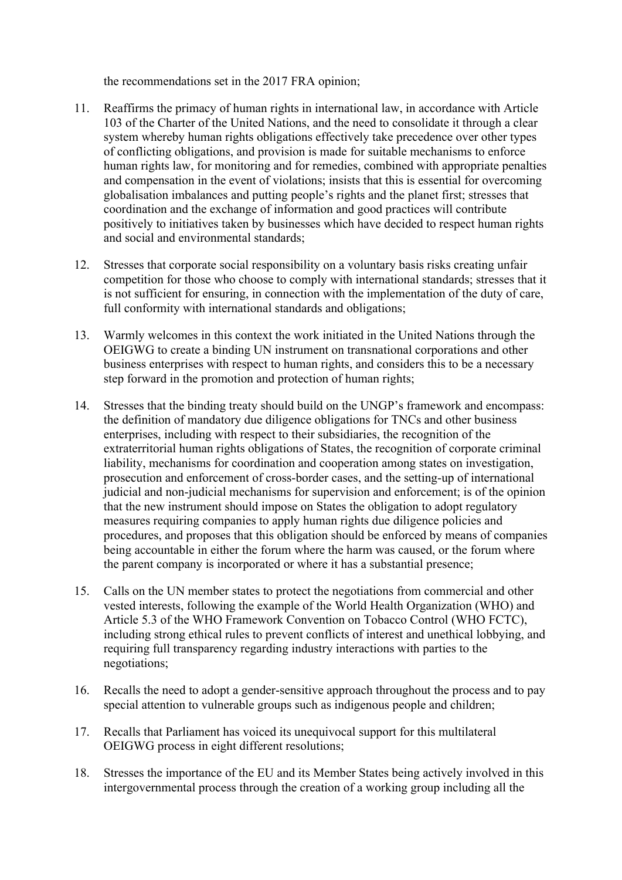the recommendations set in the 2017 FRA opinion;

11. Reaffirms the primacy of human rights in international law, in accordance with Article 103 of the Charter of the United Nations, and the need to consolidate it through a clear system whereby human rights obligations effectively take precedence over other types of conflicting obligations, and provision is made for suitable mechanisms to enforce human rights law, for monitoring and for remedies, combined with appropriate penalties and compensation in the event of violations; insists that this is essential for overcoming globalisation imbalances and putting people's rights and the planet first; stresses that coordination and the exchange of information and good practices will contribute positively to initiatives taken by businesses which have decided to respect human rights and social and environmental standards;

12. Stresses that corporate social responsibility on a voluntary basis risks creating unfair competition for those who choose to comply with international standards; stresses that it is not sufficient for ensuring, in connection with the implementation of the duty of care, full conformity with international standards and obligations;

13. Warmly welcomes in this context the work initiated in the United Nations through the OEIGWG to create a binding UN instrument on transnational corporations and other business enterprises with respect to human rights, and considers this to be a necessary step forward in the promotion and protection of human rights;

14. Stresses that the binding treaty should build on the UNGP's framework and encompass: the definition of mandatory due diligence obligations for TNCs and other business enterprises, including with respect to their subsidiaries, the recognition of the extraterritorial human rights obligations of States, the recognition of corporate criminal liability, mechanisms for coordination and cooperation among states on investigation, prosecution and enforcement of cross-border cases, and the setting-up of international judicial and non-judicial mechanisms for supervision and enforcement; is of the opinion that the new instrument should impose on States the obligation to adopt regulatory measures requiring companies to apply human rights due diligence policies and procedures, and proposes that this obligation should be enforced by means of companies being accountable in either the forum where the harm was caused, or the forum where the parent company is incorporated or where it has a substantial presence;

15. Calls on the UN member states to protect the negotiations from commercial and other vested interests, following the example of the World Health Organization (WHO) and Article 5.3 of the WHO Framework Convention on Tobacco Control (WHO FCTC), including strong ethical rules to prevent conflicts of interest and unethical lobbying, and requiring full transparency regarding industry interactions with parties to the negotiations;

16. Recalls the need to adopt a gender-sensitive approach throughout the process and to pay special attention to vulnerable groups such as indigenous people and children;

17. Recalls that Parliament has voiced its unequivocal support for this multilateral OEIGWG process in eight different resolutions;

18. Stresses the importance of the EU and its Member States being actively involved in this intergovernmental process through the creation of a working group including all the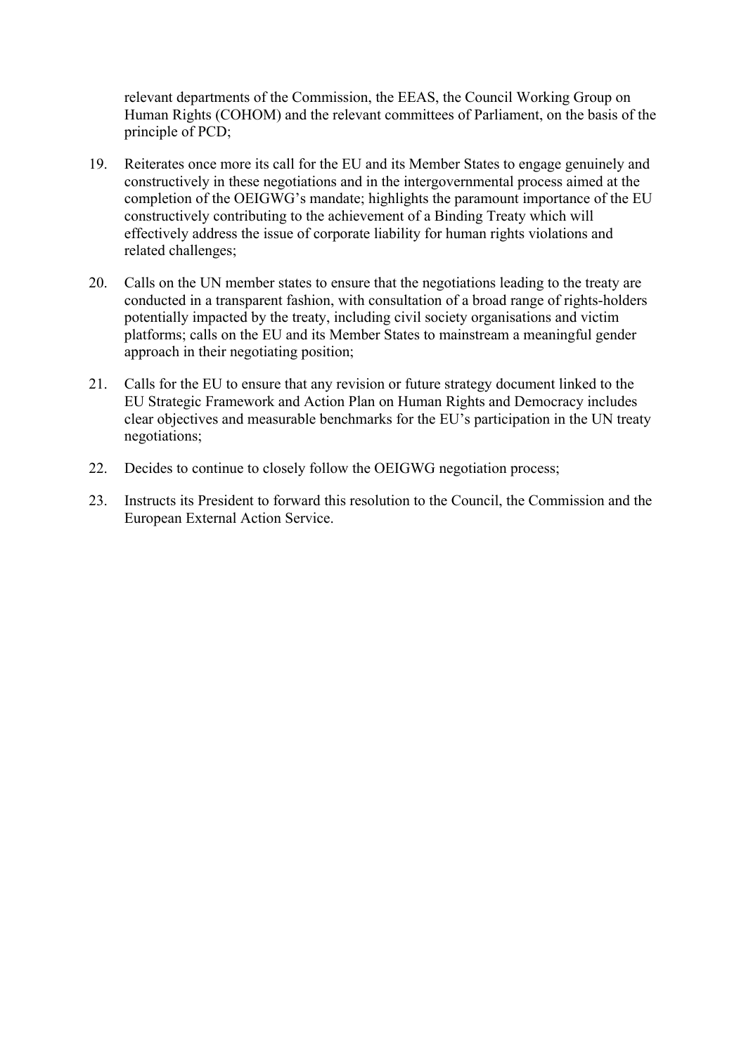relevant departments of the Commission, the EEAS, the Council Working Group on Human Rights (COHOM) and the relevant committees of Parliament, on the basis of the principle of PCD;

19. Reiterates once more its call for the EU and its Member States to engage genuinely and constructively in these negotiations and in the intergovernmental process aimed at the completion of the OEIGWG's mandate; highlights the paramount importance of the EU constructively contributing to the achievement of a Binding Treaty which will effectively address the issue of corporate liability for human rights violations and related challenges;

20. Calls on the UN member states to ensure that the negotiations leading to the treaty are conducted in a transparent fashion, with consultation of a broad range of rights-holders potentially impacted by the treaty, including civil society organisations and victim platforms; calls on the EU and its Member States to mainstream a meaningful gender approach in their negotiating position;

21. Calls for the EU to ensure that any revision or future strategy document linked to the EU Strategic Framework and Action Plan on Human Rights and Democracy includes clear objectives and measurable benchmarks for the EU's participation in the UN treaty negotiations;

22. Decides to continue to closely follow the OEIGWG negotiation process;

23. Instructs its President to forward this resolution to the Council, the Commission and the European External Action Service.